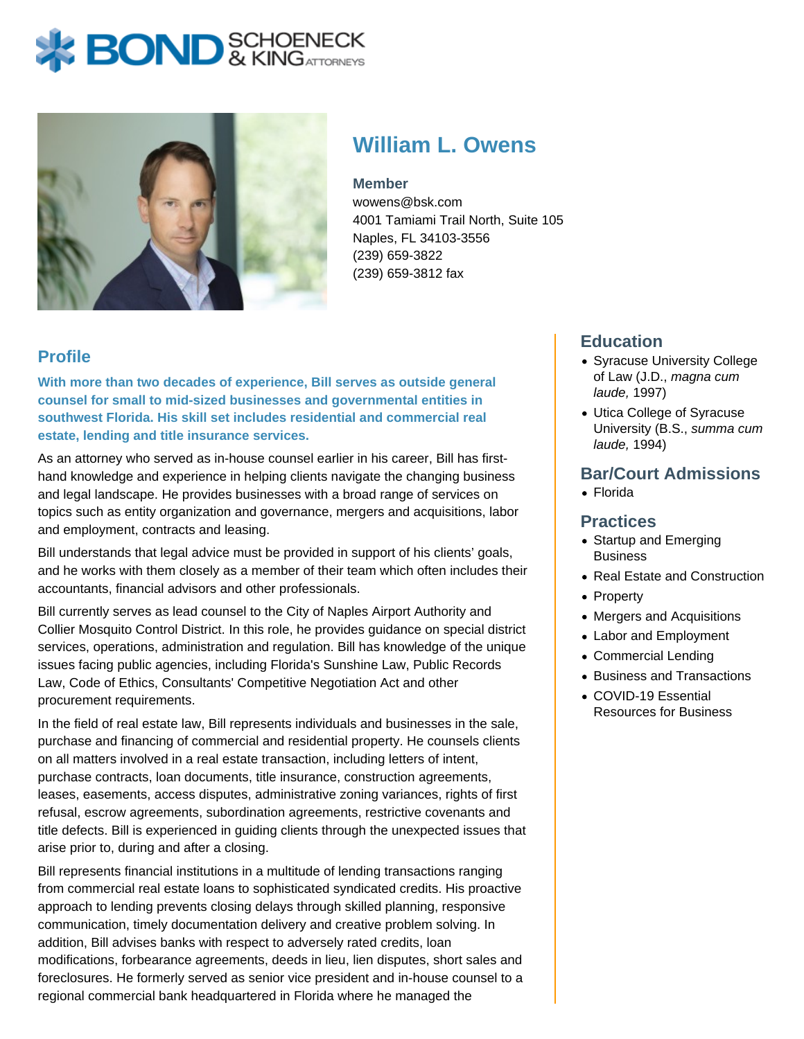# William L. Owens

**Member**
wowens@bsk.com
4001 Tamiami Trail North, Suite 105
Naples, FL 34103-3556
(239) 659-3822
(239) 659-3812 fax

## Profile

**With more than two decades of experience, Bill serves as outside general counsel for small to mid-sized businesses and governmental entities in southwest Florida. His skill set includes residential and commercial real estate, lending and title insurance services.**

As an attorney who served as in-house counsel earlier in his career, Bill has first-hand knowledge and experience in helping clients navigate the changing business and legal landscape. He provides businesses with a broad range of services on topics such as entity organization and governance, mergers and acquisitions, labor and employment, contracts and leasing.

Bill understands that legal advice must be provided in support of his clients' goals, and he works with them closely as a member of their team which often includes their accountants, financial advisors and other professionals.

Bill currently serves as lead counsel to the City of Naples Airport Authority and Collier Mosquito Control District. In this role, he provides guidance on special district services, operations, administration and regulation. Bill has knowledge of the unique issues facing public agencies, including Florida's Sunshine Law, Public Records Law, Code of Ethics, Consultants' Competitive Negotiation Act and other procurement requirements.

In the field of real estate law, Bill represents individuals and businesses in the sale, purchase and financing of commercial and residential property. He counsels clients on all matters involved in a real estate transaction, including letters of intent, purchase contracts, loan documents, title insurance, construction agreements, leases, easements, access disputes, administrative zoning variances, rights of first refusal, escrow agreements, subordination agreements, restrictive covenants and title defects. Bill is experienced in guiding clients through the unexpected issues that arise prior to, during and after a closing.

Bill represents financial institutions in a multitude of lending transactions ranging from commercial real estate loans to sophisticated syndicated credits. His proactive approach to lending prevents closing delays through skilled planning, responsive communication, timely documentation delivery and creative problem solving. In addition, Bill advises banks with respect to adversely rated credits, loan modifications, forbearance agreements, deeds in lieu, lien disputes, short sales and foreclosures. He formerly served as senior vice president and in-house counsel to a regional commercial bank headquartered in Florida where he managed the

## Education

- Syracuse University College of Law (J.D., *magna cum laude,* 1997)
- Utica College of Syracuse University (B.S., *summa cum laude,* 1994)

## Bar/Court Admissions

- Florida

## Practices

- Startup and Emerging Business
- Real Estate and Construction
- Property
- Mergers and Acquisitions
- Labor and Employment
- Commercial Lending
- Business and Transactions
- COVID-19 Essential Resources for Business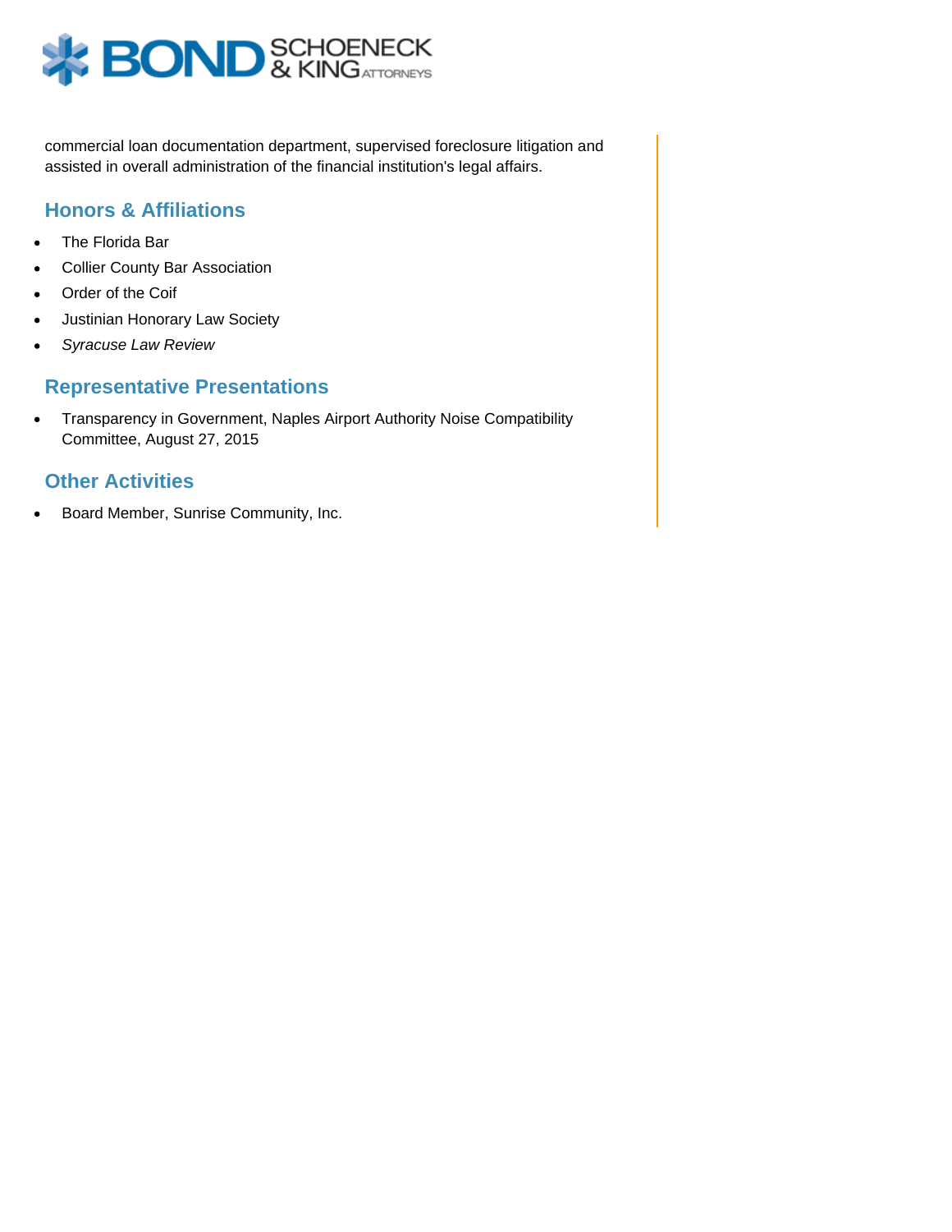commercial loan documentation department, supervised foreclosure litigation and assisted in overall administration of the financial institution's legal affairs.

## Honors & Affiliations

- The Florida Bar
- Collier County Bar Association
- Order of the Coif
- Justinian Honorary Law Society
- *Syracuse Law Review*

## Representative Presentations

- Transparency in Government, Naples Airport Authority Noise Compatibility Committee, August 27, 2015

## Other Activities

- Board Member, Sunrise Community, Inc.